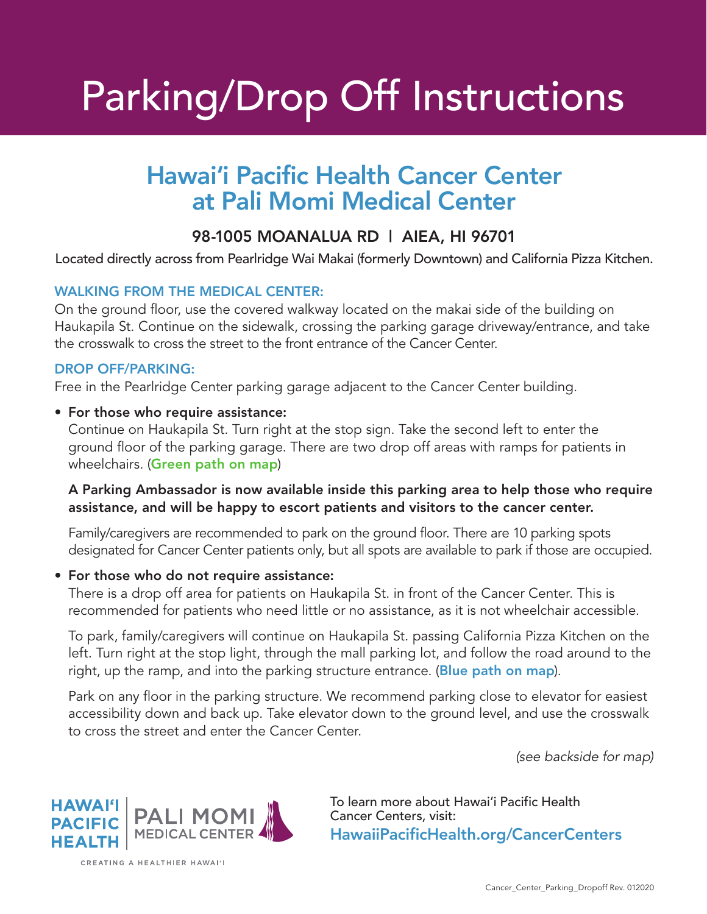# Parking/Drop Off Instructions

## Hawai'i Pacific Health Cancer Center at Pali Momi Medical Center

### 98-1005 MOANALUA RD | AIEA, HI 96701

Located directly across from Pearlridge Wai Makai (formerly Downtown) and California Pizza Kitchen.

#### WALKING FROM THE MEDICAL CENTER:

On the ground floor, use the covered walkway located on the makai side of the building on Haukapila St. Continue on the sidewalk, crossing the parking garage driveway/entrance, and take the crosswalk to cross the street to the front entrance of the Cancer Center.

#### DROP OFF/PARKING:

Free in the Pearlridge Center parking garage adjacent to the Cancer Center building.

- **For those who require assistance:**
  Continue on Haukapila St. Turn right at the stop sign. Take the second left to enter the ground floor of the parking garage. There are two drop off areas with ramps for patients in wheelchairs. (**Green path on map**)

  **A Parking Ambassador is now available inside this parking area to help those who require assistance, and will be happy to escort patients and visitors to the cancer center.**

  Family/caregivers are recommended to park on the ground floor. There are 10 parking spots designated for Cancer Center patients only, but all spots are available to park if those are occupied.

- **For those who do not require assistance:**
  There is a drop off area for patients on Haukapila St. in front of the Cancer Center. This is recommended for patients who need little or no assistance, as it is not wheelchair accessible.

  To park, family/caregivers will continue on Haukapila St. passing California Pizza Kitchen on the left. Turn right at the stop light, through the mall parking lot, and follow the road around to the right, up the ramp, and into the parking structure entrance. (**Blue path on map**).

  Park on any floor in the parking structure. We recommend parking close to elevator for easiest accessibility down and back up. Take elevator down to the ground level, and use the crosswalk to cross the street and enter the Cancer Center.

*(see backside for map)*

HAWAI'I PACIFIC HEALTH | PALI MOMI MEDICAL CENTER

CREATING A HEALTHIER HAWAI'I

To learn more about Hawai'i Pacific Health Cancer Centers, visit:
**HawaiiPacificHealth.org/CancerCenters**

Cancer_Center_Parking_Dropoff Rev. 012020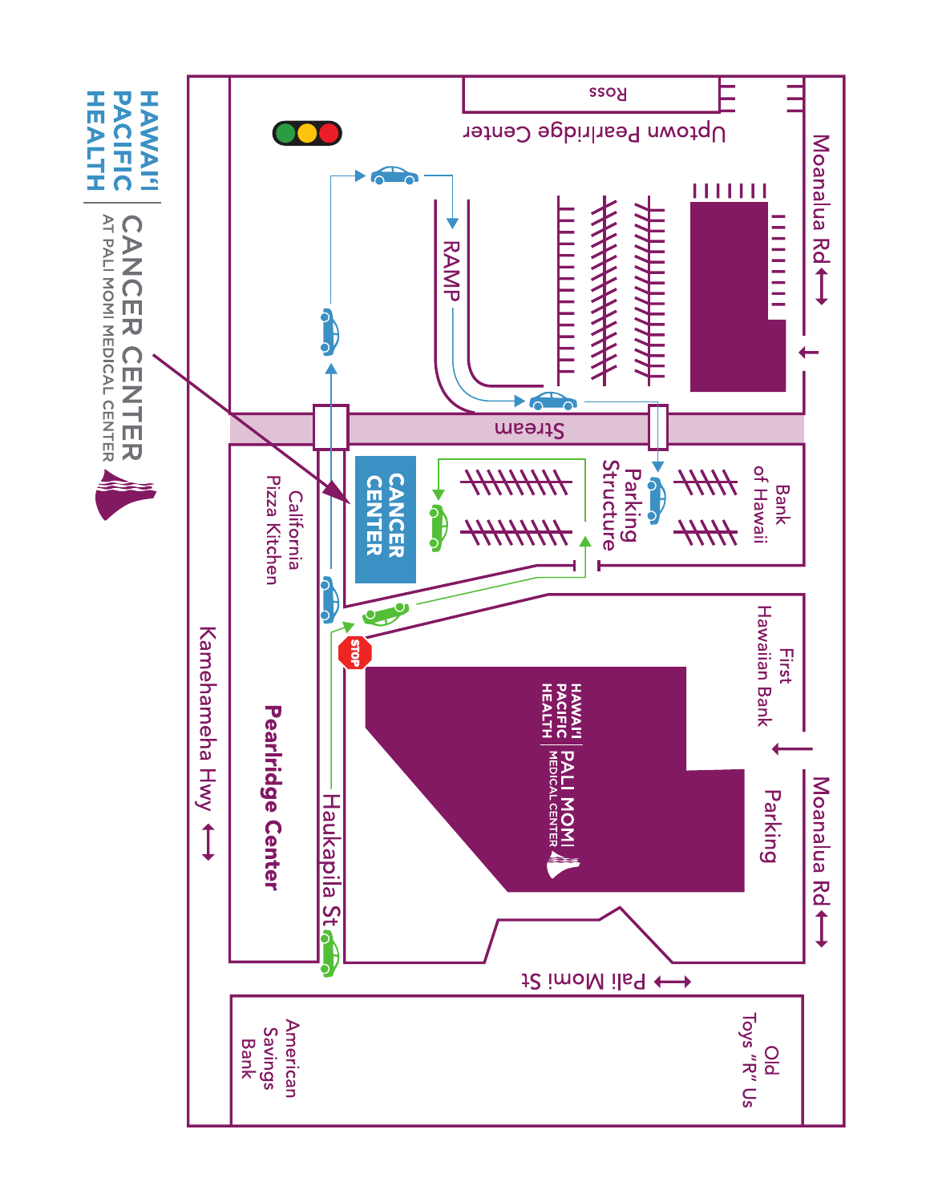HAWAI'I PACIFIC HEALTH

CANCER CENTER

AT PALI MOMI MEDICAL CENTER

Moanalua Rd

Uptown Pearlridge Center

Ross

RAMP

Stream

Bank of Hawaii

Parking Structure

CANCER CENTER

California Pizza Kitchen

First Hawaiian Bank

STOP

HAWAI'I PACIFIC HEALTH | PALI MOMI MEDICAL CENTER

Parking

Moanalua Rd

Haukapila St

Pearlridge Center

Kamehameha Hwy

Pali Momi St

Old Toys "R" Us

American Savings Bank